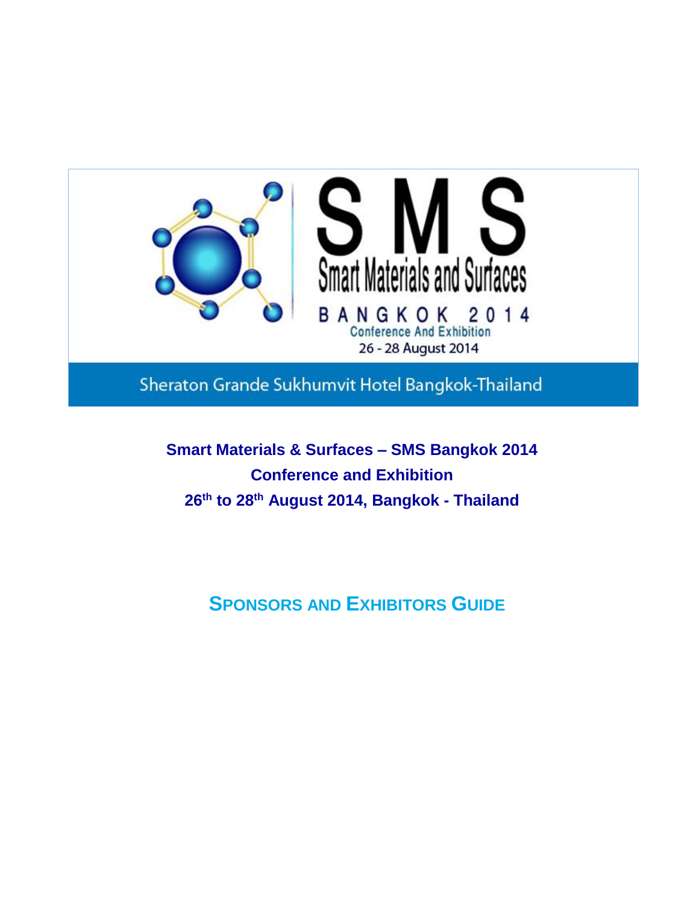SMS

Smart Materials and Surfaces

BANGKOK 2014

Conference And Exhibition

26 - 28 August 2014

Sheraton Grande Sukhumvit Hotel Bangkok-Thailand

**Smart Materials & Surfaces – SMS Bangkok 2014**

**Conference and Exhibition**

**26th to 28th August 2014, Bangkok - Thailand**

# SPONSORS AND EXHIBITORS GUIDE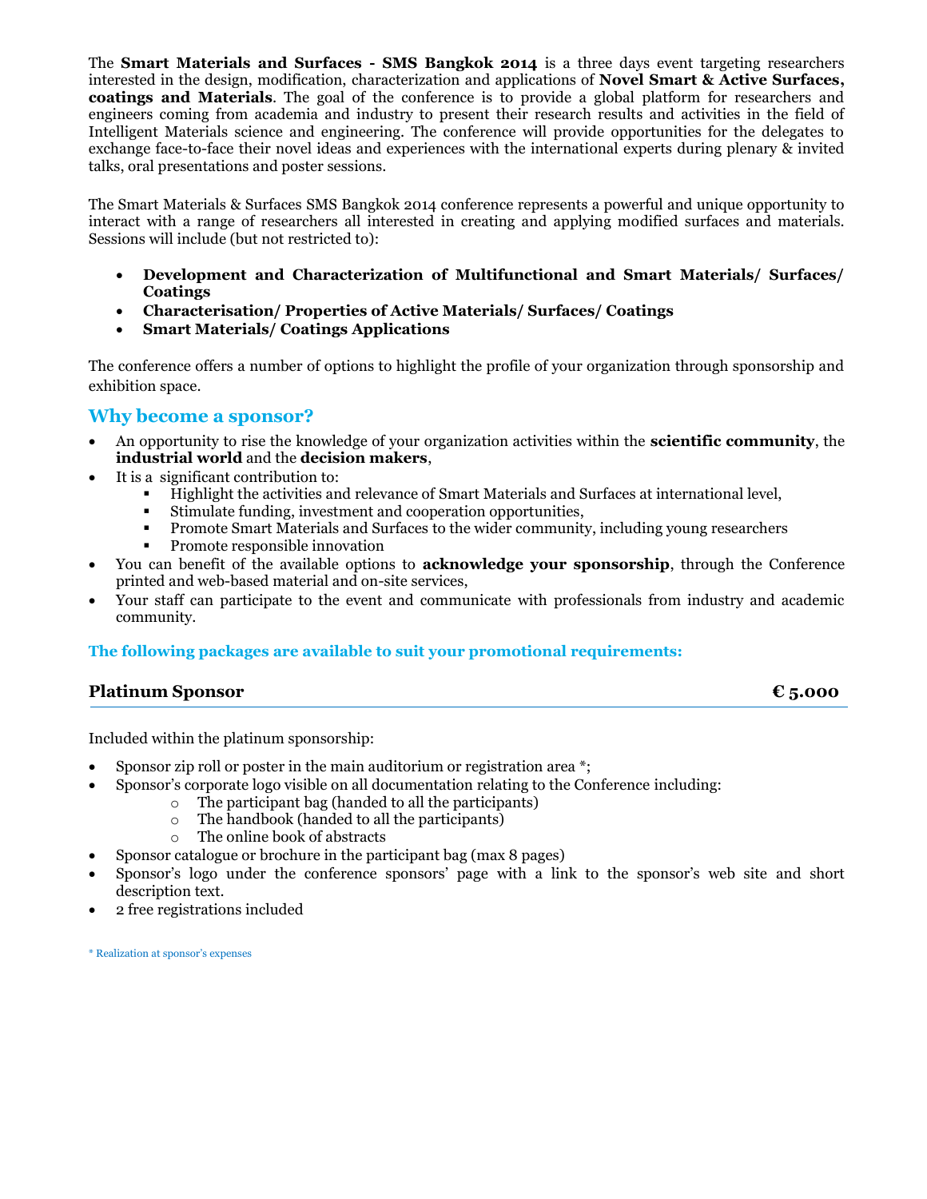The **Smart Materials and Surfaces - SMS Bangkok 2014** is a three days event targeting researchers interested in the design, modification, characterization and applications of **Novel Smart & Active Surfaces, coatings and Materials**. The goal of the conference is to provide a global platform for researchers and engineers coming from academia and industry to present their research results and activities in the field of Intelligent Materials science and engineering. The conference will provide opportunities for the delegates to exchange face-to-face their novel ideas and experiences with the international experts during plenary & invited talks, oral presentations and poster sessions.

The Smart Materials & Surfaces SMS Bangkok 2014 conference represents a powerful and unique opportunity to interact with a range of researchers all interested in creating and applying modified surfaces and materials. Sessions will include (but not restricted to):

- **Development and Characterization of Multifunctional and Smart Materials/ Surfaces/ Coatings**
- **Characterisation/ Properties of Active Materials/ Surfaces/ Coatings**
- **Smart Materials/ Coatings Applications**

The conference offers a number of options to highlight the profile of your organization through sponsorship and exhibition space.

## Why become a sponsor?

- An opportunity to rise the knowledge of your organization activities within the **scientific community**, the **industrial world** and the **decision makers**,
- It is a significant contribution to:
  - Highlight the activities and relevance of Smart Materials and Surfaces at international level,
  - Stimulate funding, investment and cooperation opportunities,
  - Promote Smart Materials and Surfaces to the wider community, including young researchers
  - Promote responsible innovation
- You can benefit of the available options to **acknowledge your sponsorship**, through the Conference printed and web-based material and on-site services,
- Your staff can participate to the event and communicate with professionals from industry and academic community.

**The following packages are available to suit your promotional requirements:**

### Platinum Sponsor — € 5.000

Included within the platinum sponsorship:

- Sponsor zip roll or poster in the main auditorium or registration area *;
- Sponsor's corporate logo visible on all documentation relating to the Conference including:
  - The participant bag (handed to all the participants)
  - The handbook (handed to all the participants)
  - The online book of abstracts
- Sponsor catalogue or brochure in the participant bag (max 8 pages)
- Sponsor's logo under the conference sponsors' page with a link to the sponsor's web site and short description text.
- 2 free registrations included

* Realization at sponsor's expenses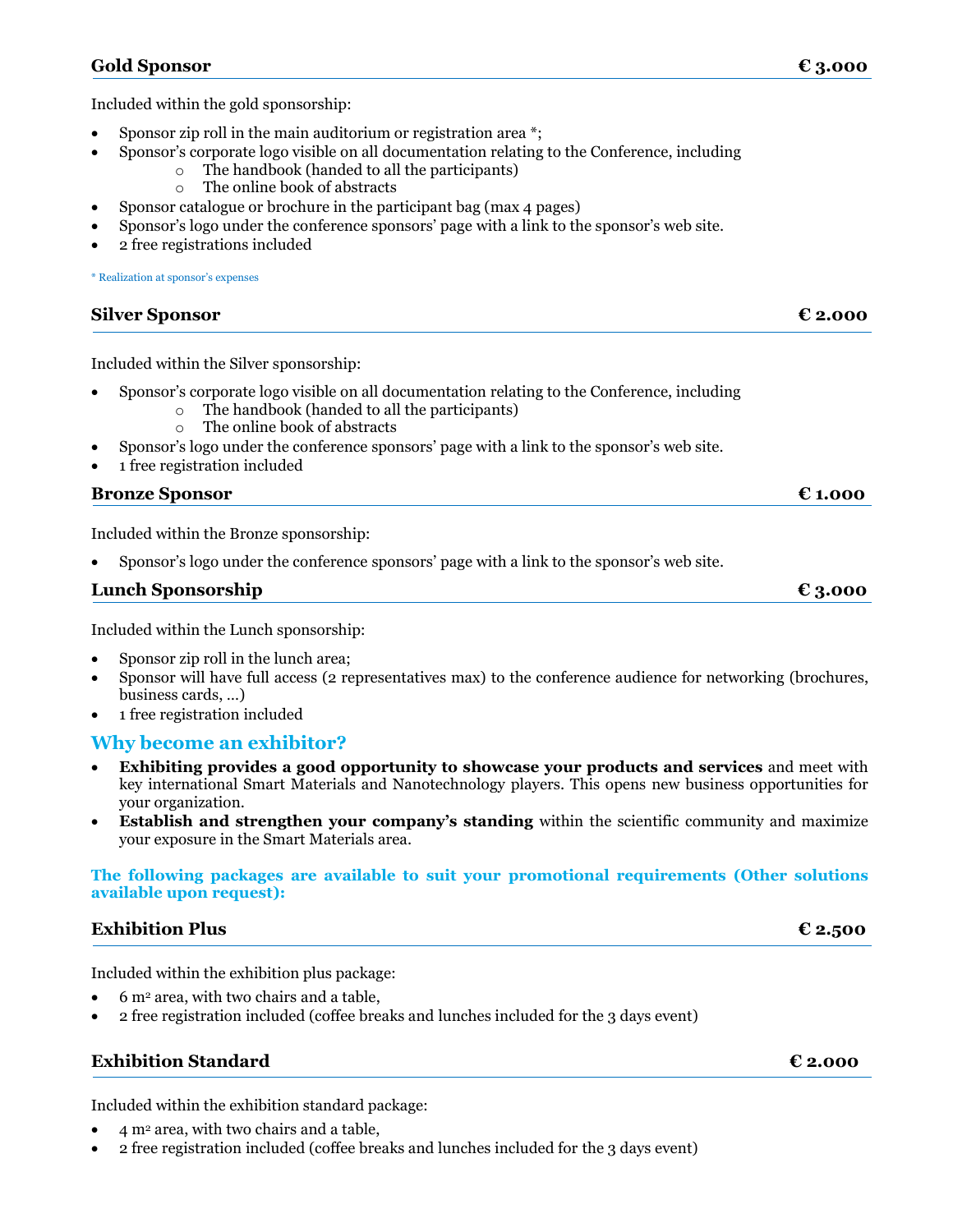### Gold Sponsor € 3.000

Included within the gold sponsorship:

- Sponsor zip roll in the main auditorium or registration area *;
- Sponsor's corporate logo visible on all documentation relating to the Conference, including
  - The handbook (handed to all the participants)
  - The online book of abstracts
- Sponsor catalogue or brochure in the participant bag (max 4 pages)
- Sponsor's logo under the conference sponsors' page with a link to the sponsor's web site.
- 2 free registrations included

* Realization at sponsor's expenses

### Silver Sponsor € 2.000

Included within the Silver sponsorship:

- Sponsor's corporate logo visible on all documentation relating to the Conference, including
  - The handbook (handed to all the participants)
  - The online book of abstracts
- Sponsor's logo under the conference sponsors' page with a link to the sponsor's web site.
- 1 free registration included

### Bronze Sponsor € 1.000

Included within the Bronze sponsorship:

- Sponsor's logo under the conference sponsors' page with a link to the sponsor's web site.

### Lunch Sponsorship € 3.000

Included within the Lunch sponsorship:

- Sponsor zip roll in the lunch area;
- Sponsor will have full access (2 representatives max) to the conference audience for networking (brochures, business cards, …)
- 1 free registration included

## Why become an exhibitor?

- **Exhibiting provides a good opportunity to showcase your products and services** and meet with key international Smart Materials and Nanotechnology players. This opens new business opportunities for your organization.
- **Establish and strengthen your company's standing** within the scientific community and maximize your exposure in the Smart Materials area.

**The following packages are available to suit your promotional requirements (Other solutions available upon request):**

### Exhibition Plus € 2.500

Included within the exhibition plus package:

- 6 m² area, with two chairs and a table,
- 2 free registration included (coffee breaks and lunches included for the 3 days event)

### Exhibition Standard € 2.000

Included within the exhibition standard package:

- 4 m² area, with two chairs and a table,
- 2 free registration included (coffee breaks and lunches included for the 3 days event)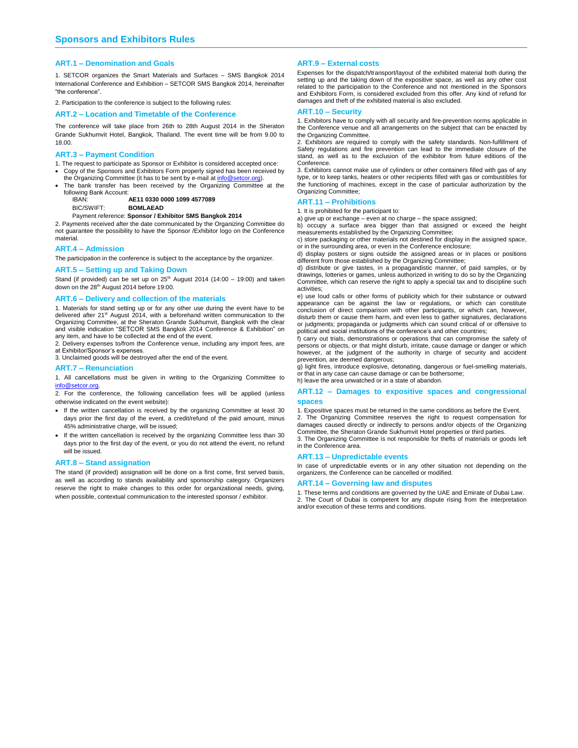# Sponsors and Exhibitors Rules

## ART.1 – Denomination and Goals

1. SETCOR organizes the Smart Materials and Surfaces – SMS Bangkok 2014 International Conference and Exhibition – SETCOR SMS Bangkok 2014, hereinafter "the conference".

2. Participation to the conference is subject to the following rules:

## ART.2 – Location and Timetable of the Conference

The conference will take place from 26th to 28th August 2014 in the Sheraton Grande Sukhumvit Hotel, Bangkok, Thailand. The event time will be from 9.00 to 18.00.

## ART.3 – Payment Condition

1. The request to participate as Sponsor or Exhibitor is considered accepted once:

- Copy of the Sponsors and Exhibitors Form properly signed has been received by the Organizing Committee (it has to be sent by e-mail at info@setcor.org).
- The bank transfer has been received by the Organizing Committee at the following Bank Account:

  IBAN: **AE11 0330 0000 1099 4577089**

  BIC/SWIFT: **BOMLAEAD**

  Payment reference: **Sponsor / Exhibitor SMS Bangkok 2014**

2. Payments received after the date communicated by the Organizing Committee do not guarantee the possibility to have the Sponsor /Exhibitor logo on the Conference material.

## ART.4 – Admission

The participation in the conference is subject to the acceptance by the organizer.

## ART.5 – Setting up and Taking Down

Stand (if provided) can be set up on 25th August 2014 (14:00 – 19:00) and taken down on the 28th August 2014 before 19:00.

## ART.6 – Delivery and collection of the materials

1. Materials for stand setting up or for any other use during the event have to be delivered after 21st August 2014, with a beforehand written communication to the Organizing Committee, at the Sheraton Grande Sukhumvit, Bangkok with the clear and visible indication "SETCOR SMS Bangkok 2014 Conference & Exhibition" on any item, and have to be collected at the end of the event.

2. Delivery expenses to/from the Conference venue, including any import fees, are at Exhibitor/Sponsor's expenses.

3. Unclaimed goods will be destroyed after the end of the event.

## ART.7 – Renunciation

1. All cancellations must be given in writing to the Organizing Committee to info@setcor.org.

2. For the conference, the following cancellation fees will be applied (unless otherwise indicated on the event website):

- If the written cancellation is received by the organizing Committee at least 30 days prior the first day of the event, a credit/refund of the paid amount, minus 45% administrative charge, will be issued;
- If the written cancellation is received by the organizing Committee less than 30 days prior to the first day of the event, or you do not attend the event, no refund will be issued.

## ART.8 – Stand assignation

The stand (if provided) assignation will be done on a first come, first served basis, as well as according to stands availability and sponsorship category. Organizers reserve the right to make changes to this order for organizational needs, giving, when possible, contextual communication to the interested sponsor / exhibitor.

## ART.9 – External costs

Expenses for the dispatch/transport/layout of the exhibited material both during the setting up and the taking down of the expositive space, as well as any other cost related to the participation to the Conference and not mentioned in the Sponsors and Exhibitors Form, is considered excluded from this offer. Any kind of refund for damages and theft of the exhibited material is also excluded.

## ART.10 – Security

1. Exhibitors have to comply with all security and fire-prevention norms applicable in the Conference venue and all arrangements on the subject that can be enacted by the Organizing Committee.

2. Exhibitors are required to comply with the safety standards. Non-fulfillment of Safety regulations and fire prevention can lead to the immediate closure of the stand, as well as to the exclusion of the exhibitor from future editions of the Conference.

3. Exhibitors cannot make use of cylinders or other containers filled with gas of any type, or to keep tanks, heaters or other recipients filled with gas or combustibles for the functioning of machines, except in the case of particular authorization by the Organizing Committee;

## ART.11 – Prohibitions

1. It is prohibited for the participant to:

a) give up or exchange – even at no charge – the space assigned;

b) occupy a surface area bigger than that assigned or exceed the height measurements established by the Organizing Committee;

c) store packaging or other materials not destined for display in the assigned space, or in the surrounding area, or even in the Conference enclosure;

d) display posters or signs outside the assigned areas or in places or positions different from those established by the Organizing Committee;

d) distribute or give tastes, in a propagandistic manner, of paid samples, or by drawings, lotteries or games, unless authorized in writing to do so by the Organizing Committee, which can reserve the right to apply a special tax and to discipline such activities;

e) use loud calls or other forms of publicity which for their substance or outward appearance can be against the law or regulations, or which can constitute conclusion of direct comparison with other participants, or which can, however, disturb them or cause them harm, and even less to gather signatures, declarations or judgments; propaganda or judgments which can sound critical of or offensive to political and social institutions of the conference's and other countries;

f) carry out trials, demonstrations or operations that can compromise the safety of persons or objects, or that might disturb, irritate, cause damage or danger or which however, at the judgment of the authority in charge of security and accident prevention, are deemed dangerous;

g) light fires, introduce explosive, detonating, dangerous or fuel-smelling materials, or that in any case can cause damage or can be bothersome;

h) leave the area unwatched or in a state of abandon.

## ART.12 – Damages to expositive spaces and congressional spaces

1. Expositive spaces must be returned in the same conditions as before the Event.

2. The Organizing Committee reserves the right to request compensation for damages caused directly or indirectly to persons and/or objects of the Organizing Committee, the Sheraton Grande Sukhumvit Hotel properties or third parties.

3. The Organizing Committee is not responsible for thefts of materials or goods left in the Conference area.

## ART.13 – Unpredictable events

In case of unpredictable events or in any other situation not depending on the organizers, the Conference can be cancelled or modified.

## ART.14 – Governing law and disputes

1. These terms and conditions are governed by the UAE and Emirate of Dubai Law.

2. The Court of Dubai is competent for any dispute rising from the interpretation and/or execution of these terms and conditions.